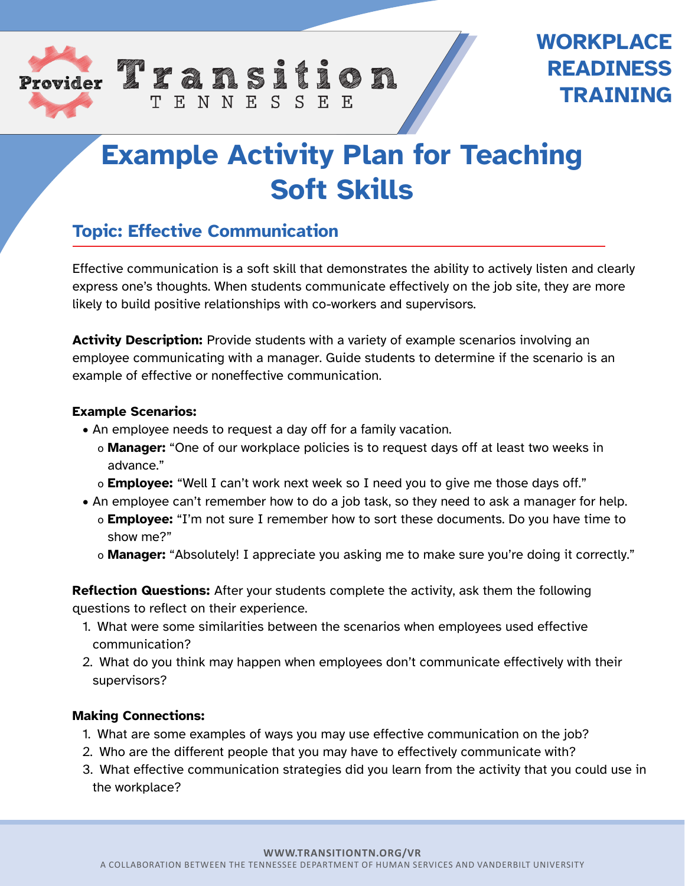Provider Transition TENNESSEE

**WORKPLACE READINESS TRAINING**

# Example Activity Plan for Teaching Soft Skills

## Topic: Effective Communication

Effective communication is a soft skill that demonstrates the ability to actively listen and clearly express one's thoughts. When students communicate effectively on the job site, they are more likely to build positive relationships with co-workers and supervisors.

**Activity Description:** Provide students with a variety of example scenarios involving an employee communicating with a manager. Guide students to determine if the scenario is an example of effective or noneffective communication.

**Example Scenarios:**

- An employee needs to request a day off for a family vacation.
  - **Manager:** "One of our workplace policies is to request days off at least two weeks in advance."
  - **Employee:** "Well I can't work next week so I need you to give me those days off."
- An employee can't remember how to do a job task, so they need to ask a manager for help.
  - **Employee:** "I'm not sure I remember how to sort these documents. Do you have time to show me?"
  - **Manager:** "Absolutely! I appreciate you asking me to make sure you're doing it correctly."

**Reflection Questions:** After your students complete the activity, ask them the following questions to reflect on their experience.

1. What were some similarities between the scenarios when employees used effective communication?
2. What do you think may happen when employees don't communicate effectively with their supervisors?

**Making Connections:**

1. What are some examples of ways you may use effective communication on the job?
2. Who are the different people that you may have to effectively communicate with?
3. What effective communication strategies did you learn from the activity that you could use in the workplace?

WWW.TRANSITIONTN.ORG/VR
A COLLABORATION BETWEEN THE TENNESSEE DEPARTMENT OF HUMAN SERVICES AND VANDERBILT UNIVERSITY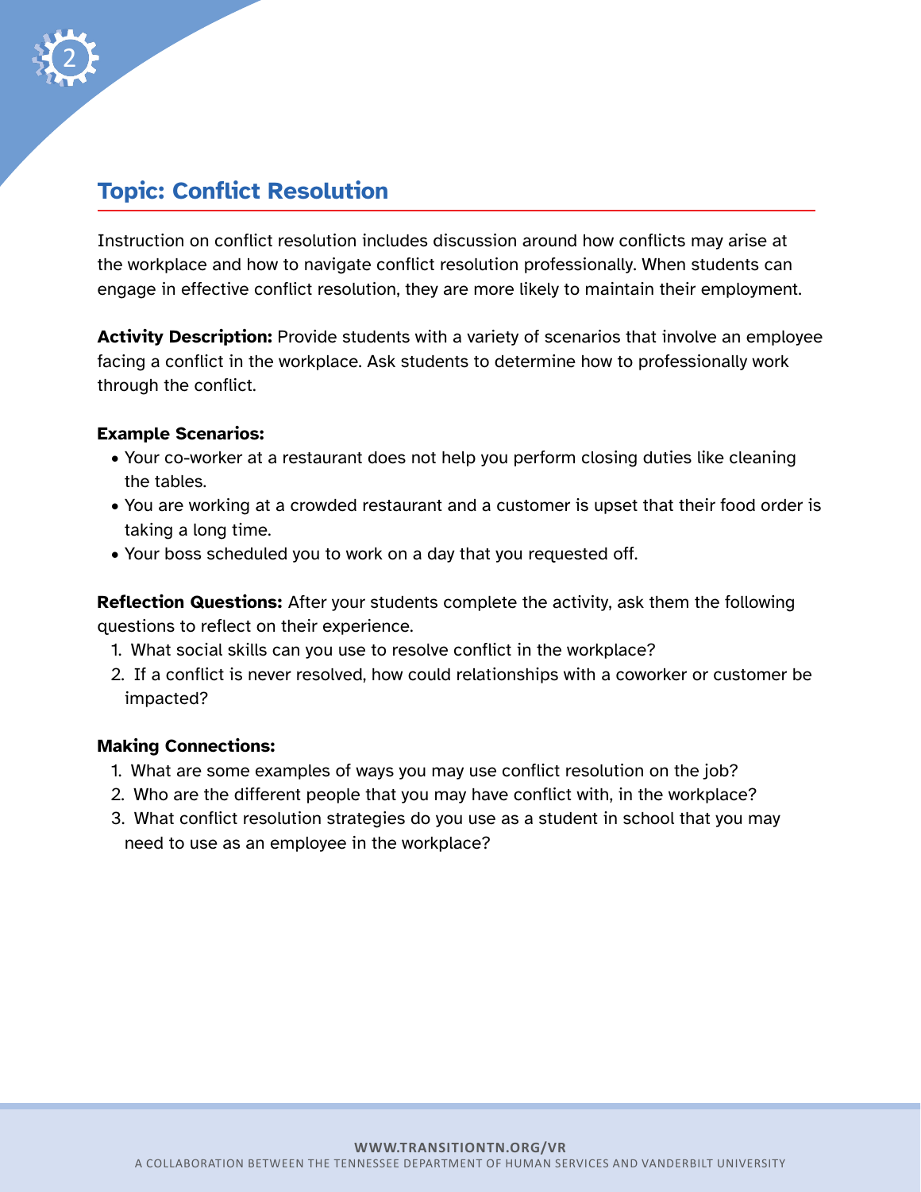## Topic: Conflict Resolution

Instruction on conflict resolution includes discussion around how conflicts may arise at the workplace and how to navigate conflict resolution professionally. When students can engage in effective conflict resolution, they are more likely to maintain their employment.

**Activity Description:** Provide students with a variety of scenarios that involve an employee facing a conflict in the workplace. Ask students to determine how to professionally work through the conflict.

**Example Scenarios:**

- Your co-worker at a restaurant does not help you perform closing duties like cleaning the tables.
- You are working at a crowded restaurant and a customer is upset that their food order is taking a long time.
- Your boss scheduled you to work on a day that you requested off.

**Reflection Questions:** After your students complete the activity, ask them the following questions to reflect on their experience.

1. What social skills can you use to resolve conflict in the workplace?
2. If a conflict is never resolved, how could relationships with a coworker or customer be impacted?

**Making Connections:**

1. What are some examples of ways you may use conflict resolution on the job?
2. Who are the different people that you may have conflict with, in the workplace?
3. What conflict resolution strategies do you use as a student in school that you may need to use as an employee in the workplace?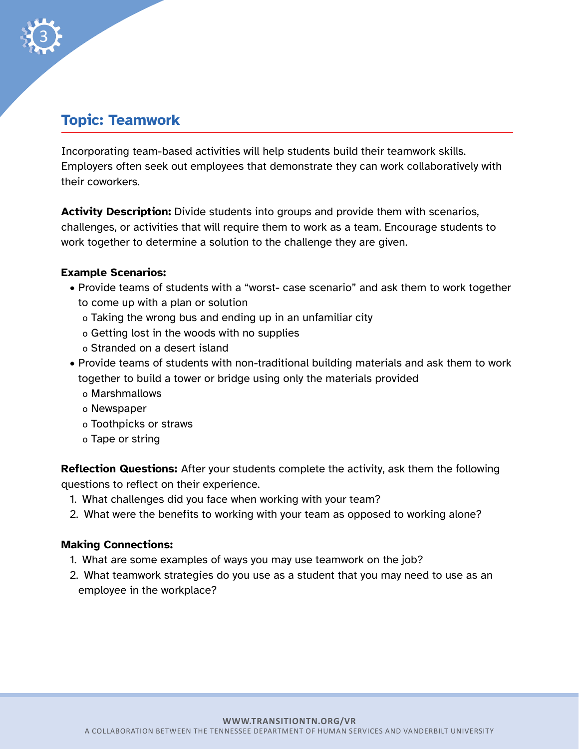## Topic: Teamwork

Incorporating team-based activities will help students build their teamwork skills. Employers often seek out employees that demonstrate they can work collaboratively with their coworkers.

**Activity Description:** Divide students into groups and provide them with scenarios, challenges, or activities that will require them to work as a team. Encourage students to work together to determine a solution to the challenge they are given.

**Example Scenarios:**

- Provide teams of students with a "worst- case scenario" and ask them to work together to come up with a plan or solution
  - Taking the wrong bus and ending up in an unfamiliar city
  - Getting lost in the woods with no supplies
  - Stranded on a desert island
- Provide teams of students with non-traditional building materials and ask them to work together to build a tower or bridge using only the materials provided
  - Marshmallows
  - Newspaper
  - Toothpicks or straws
  - Tape or string

**Reflection Questions:** After your students complete the activity, ask them the following questions to reflect on their experience.

1. What challenges did you face when working with your team?
2. What were the benefits to working with your team as opposed to working alone?

**Making Connections:**

1. What are some examples of ways you may use teamwork on the job?
2. What teamwork strategies do you use as a student that you may need to use as an employee in the workplace?